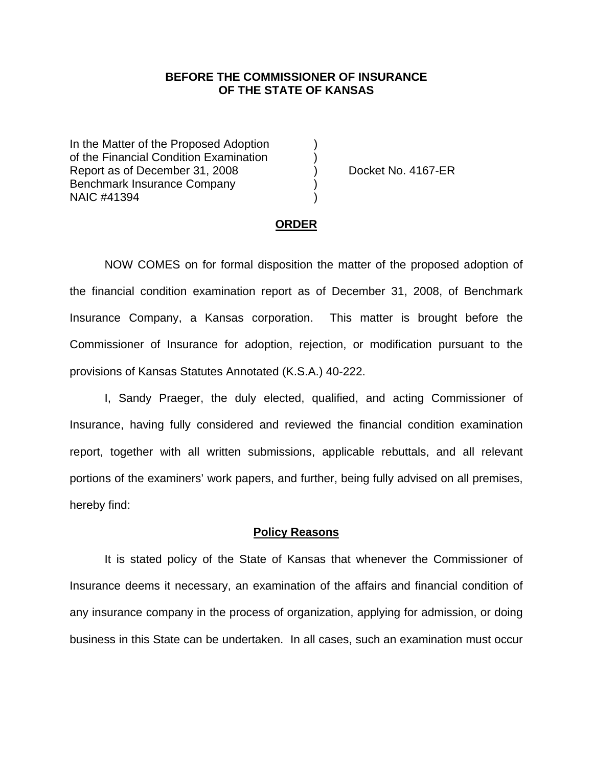**BEFORE THE COMMISSIONER OF INSURANCE**
**OF THE STATE OF KANSAS**

In the Matter of the Proposed Adoption )
of the Financial Condition Examination )
Report as of December 31, 2008 ) Docket No. 4167-ER
Benchmark Insurance Company )
NAIC #41394 )

## ORDER

NOW COMES on for formal disposition the matter of the proposed adoption of the financial condition examination report as of December 31, 2008, of Benchmark Insurance Company, a Kansas corporation. This matter is brought before the Commissioner of Insurance for adoption, rejection, or modification pursuant to the provisions of Kansas Statutes Annotated (K.S.A.) 40-222.

I, Sandy Praeger, the duly elected, qualified, and acting Commissioner of Insurance, having fully considered and reviewed the financial condition examination report, together with all written submissions, applicable rebuttals, and all relevant portions of the examiners' work papers, and further, being fully advised on all premises, hereby find:

### Policy Reasons

It is stated policy of the State of Kansas that whenever the Commissioner of Insurance deems it necessary, an examination of the affairs and financial condition of any insurance company in the process of organization, applying for admission, or doing business in this State can be undertaken. In all cases, such an examination must occur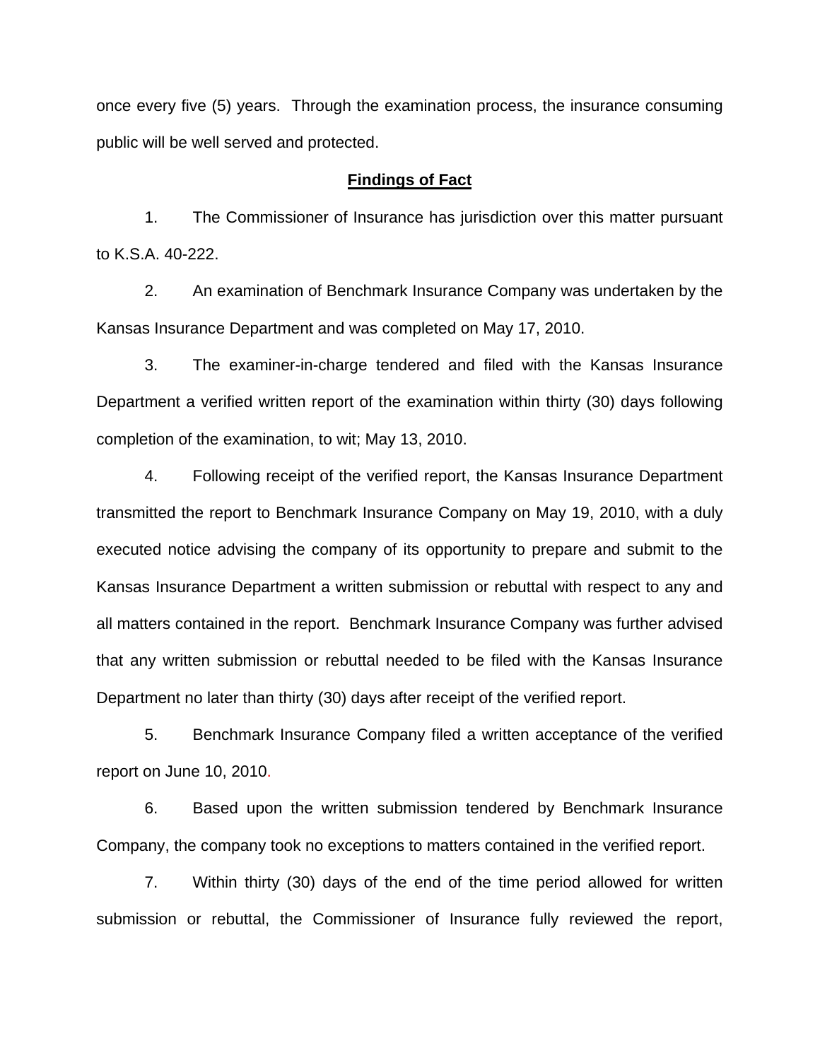once every five (5) years. Through the examination process, the insurance consuming public will be well served and protected.

**Findings of Fact**

1. The Commissioner of Insurance has jurisdiction over this matter pursuant to K.S.A. 40-222.

2. An examination of Benchmark Insurance Company was undertaken by the Kansas Insurance Department and was completed on May 17, 2010.

3. The examiner-in-charge tendered and filed with the Kansas Insurance Department a verified written report of the examination within thirty (30) days following completion of the examination, to wit; May 13, 2010.

4. Following receipt of the verified report, the Kansas Insurance Department transmitted the report to Benchmark Insurance Company on May 19, 2010, with a duly executed notice advising the company of its opportunity to prepare and submit to the Kansas Insurance Department a written submission or rebuttal with respect to any and all matters contained in the report. Benchmark Insurance Company was further advised that any written submission or rebuttal needed to be filed with the Kansas Insurance Department no later than thirty (30) days after receipt of the verified report.

5. Benchmark Insurance Company filed a written acceptance of the verified report on June 10, 2010.

6. Based upon the written submission tendered by Benchmark Insurance Company, the company took no exceptions to matters contained in the verified report.

7. Within thirty (30) days of the end of the time period allowed for written submission or rebuttal, the Commissioner of Insurance fully reviewed the report,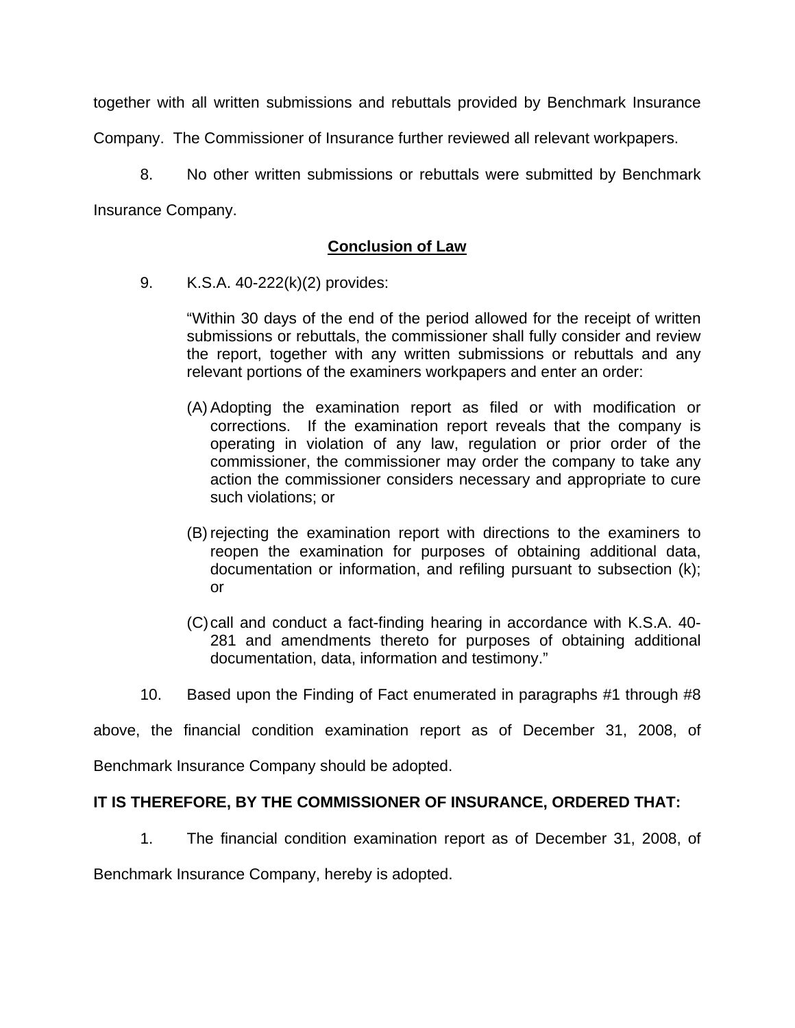together with all written submissions and rebuttals provided by Benchmark Insurance Company. The Commissioner of Insurance further reviewed all relevant workpapers.

8. No other written submissions or rebuttals were submitted by Benchmark Insurance Company.

## **Conclusion of Law**

9. K.S.A. 40-222(k)(2) provides:

> "Within 30 days of the end of the period allowed for the receipt of written submissions or rebuttals, the commissioner shall fully consider and review the report, together with any written submissions or rebuttals and any relevant portions of the examiners workpapers and enter an order:
>
> (A) Adopting the examination report as filed or with modification or corrections. If the examination report reveals that the company is operating in violation of any law, regulation or prior order of the commissioner, the commissioner may order the company to take any action the commissioner considers necessary and appropriate to cure such violations; or
>
> (B) rejecting the examination report with directions to the examiners to reopen the examination for purposes of obtaining additional data, documentation or information, and refiling pursuant to subsection (k); or
>
> (C) call and conduct a fact-finding hearing in accordance with K.S.A. 40-281 and amendments thereto for purposes of obtaining additional documentation, data, information and testimony."

10. Based upon the Finding of Fact enumerated in paragraphs #1 through #8 above, the financial condition examination report as of December 31, 2008, of Benchmark Insurance Company should be adopted.

**IT IS THEREFORE, BY THE COMMISSIONER OF INSURANCE, ORDERED THAT:**

1. The financial condition examination report as of December 31, 2008, of Benchmark Insurance Company, hereby is adopted.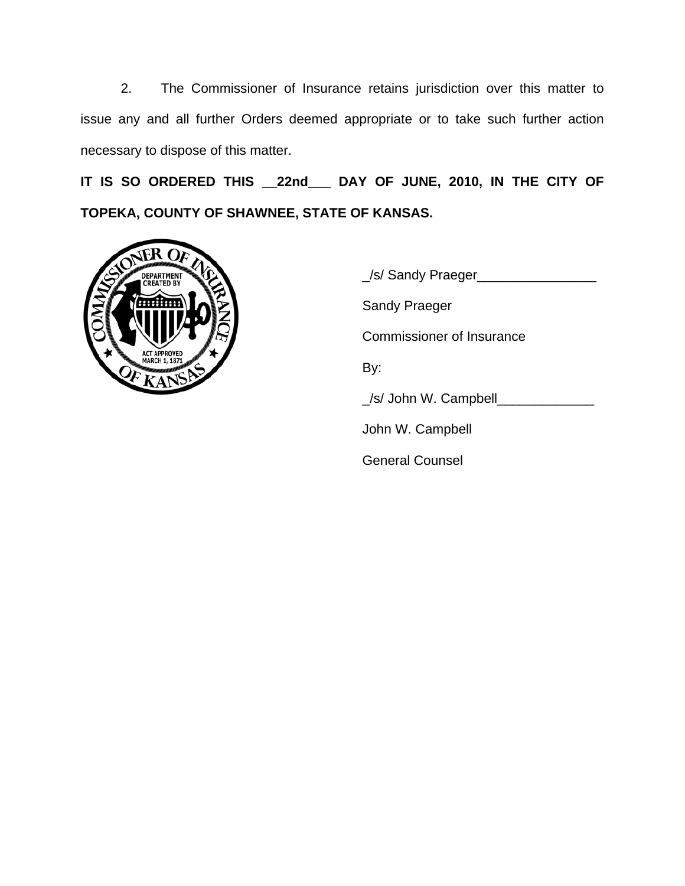2. The Commissioner of Insurance retains jurisdiction over this matter to issue any and all further Orders deemed appropriate or to take such further action necessary to dispose of this matter.

**IT IS SO ORDERED THIS __22nd___ DAY OF JUNE, 2010, IN THE CITY OF TOPEKA, COUNTY OF SHAWNEE, STATE OF KANSAS.**

_/s/ Sandy Praeger________________

Sandy Praeger

Commissioner of Insurance

By:

_/s/ John W. Campbell_____________

John W. Campbell

General Counsel